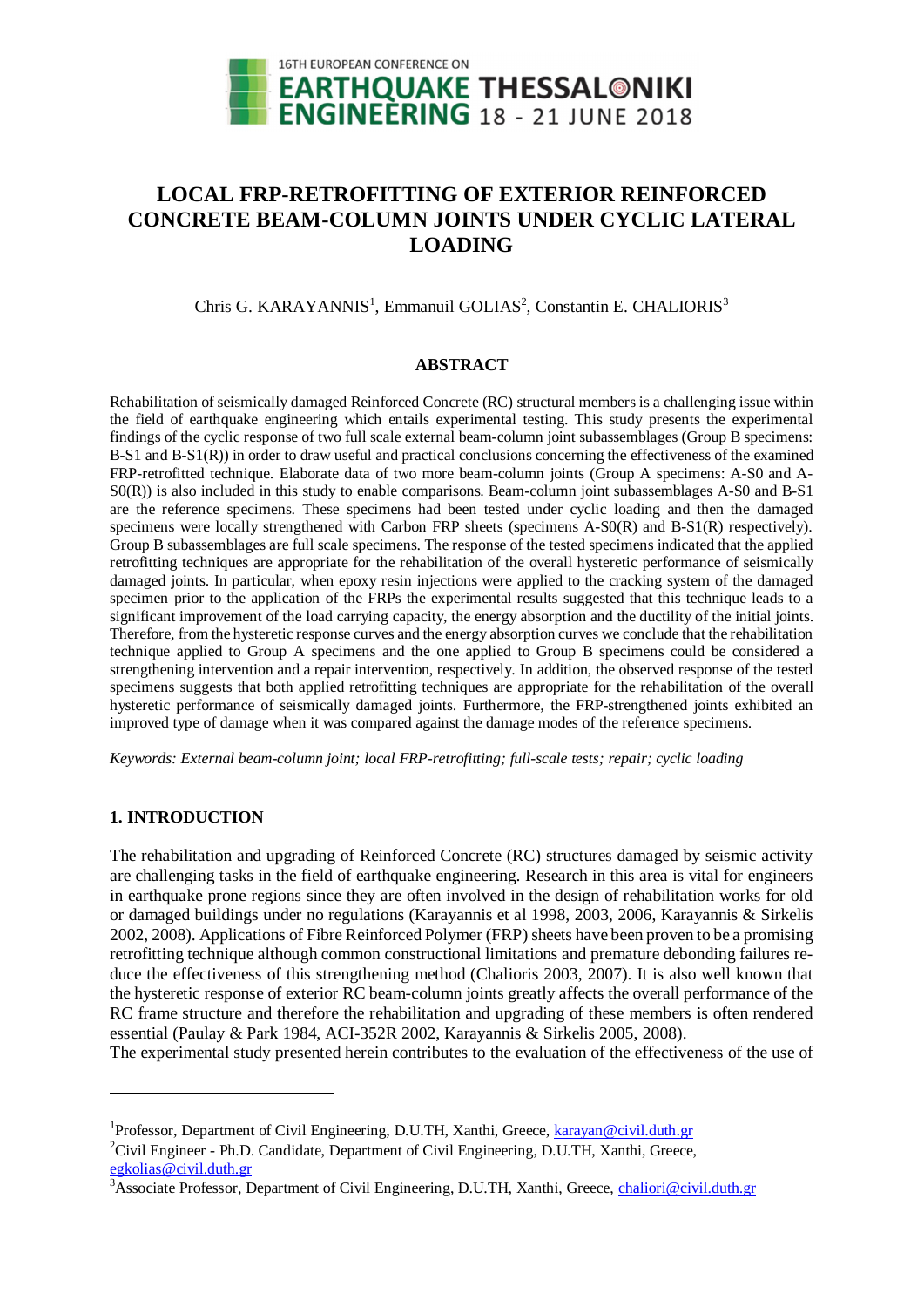# LOCAL FRP-RETROFITTING OF EXTERIOR REINFORCED CONCRETE BEAM-COLUMN JOINTS UNDER CYCLIC LATERAL LOADING

Chris G. KARAYANNIS[1], Emmanuil GOLIAS[2], Constantin E. CHALIORIS[3]

## ABSTRACT

Rehabilitation of seismically damaged Reinforced Concrete (RC) structural members is a challenging issue within the field of earthquake engineering which entails experimental testing. This study presents the experimental findings of the cyclic response of two full scale external beam-column joint subassemblages (Group B specimens: B-S1 and B-S1(R)) in order to draw useful and practical conclusions concerning the effectiveness of the examined FRP-retrofitted technique. Elaborate data of two more beam-column joints (Group A specimens: A-S0 and A-S0(R)) is also included in this study to enable comparisons. Beam-column joint subassemblages A-S0 and B-S1 are the reference specimens. These specimens had been tested under cyclic loading and then the damaged specimens were locally strengthened with Carbon FRP sheets (specimens A-S0(R) and B-S1(R) respectively). Group B subassemblages are full scale specimens. The response of the tested specimens indicated that the applied retrofitting techniques are appropriate for the rehabilitation of the overall hysteretic performance of seismically damaged joints. In particular, when epoxy resin injections were applied to the cracking system of the damaged specimen prior to the application of the FRPs the experimental results suggested that this technique leads to a significant improvement of the load carrying capacity, the energy absorption and the ductility of the initial joints. Therefore, from the hysteretic response curves and the energy absorption curves we conclude that the rehabilitation technique applied to Group A specimens and the one applied to Group B specimens could be considered a strengthening intervention and a repair intervention, respectively. In addition, the observed response of the tested specimens suggests that both applied retrofitting techniques are appropriate for the rehabilitation of the overall hysteretic performance of seismically damaged joints. Furthermore, the FRP-strengthened joints exhibited an improved type of damage when it was compared against the damage modes of the reference specimens.

*Keywords: External beam-column joint; local FRP-retrofitting; full-scale tests; repair; cyclic loading*

## 1. INTRODUCTION

The rehabilitation and upgrading of Reinforced Concrete (RC) structures damaged by seismic activity are challenging tasks in the field of earthquake engineering. Research in this area is vital for engineers in earthquake prone regions since they are often involved in the design of rehabilitation works for old or damaged buildings under no regulations (Karayannis et al 1998, 2003, 2006, Karayannis & Sirkelis 2002, 2008). Applications of Fibre Reinforced Polymer (FRP) sheets have been proven to be a promising retrofitting technique although common constructional limitations and premature debonding failures reduce the effectiveness of this strengthening method (Chalioris 2003, 2007). It is also well known that the hysteretic response of exterior RC beam-column joints greatly affects the overall performance of the RC frame structure and therefore the rehabilitation and upgrading of these members is often rendered essential (Paulay & Park 1984, ACI-352R 2002, Karayannis & Sirkelis 2005, 2008).

The experimental study presented herein contributes to the evaluation of the effectiveness of the use of

---

[1]Professor, Department of Civil Engineering, D.U.TH, Xanthi, Greece, karayan@civil.duth.gr

[2]Civil Engineer - Ph.D. Candidate, Department of Civil Engineering, D.U.TH, Xanthi, Greece, egkolias@civil.duth.gr

[3]Associate Professor, Department of Civil Engineering, D.U.TH, Xanthi, Greece, chaliori@civil.duth.gr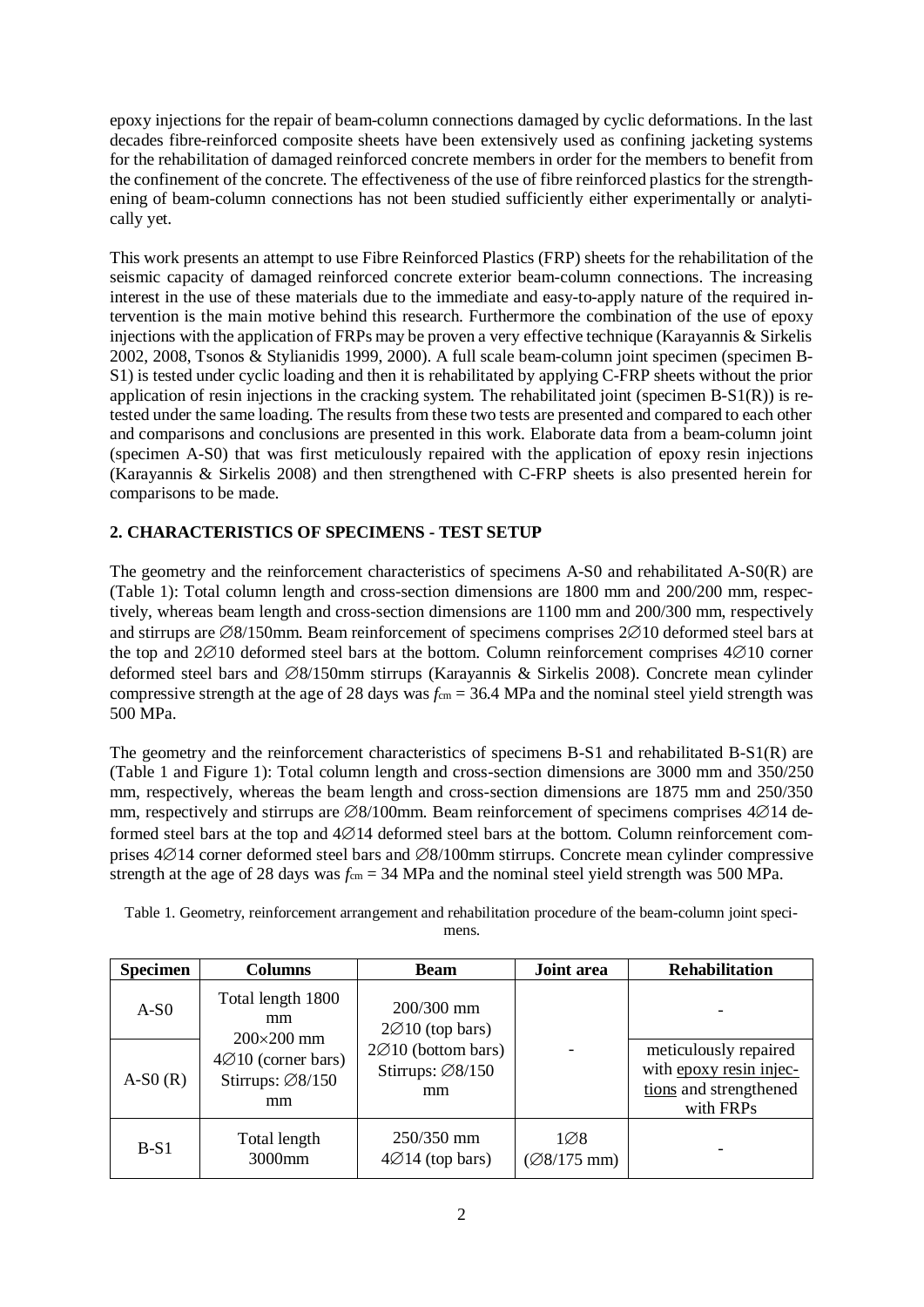epoxy injections for the repair of beam-column connections damaged by cyclic deformations. In the last decades fibre-reinforced composite sheets have been extensively used as confining jacketing systems for the rehabilitation of damaged reinforced concrete members in order for the members to benefit from the confinement of the concrete. The effectiveness of the use of fibre reinforced plastics for the strengthening of beam-column connections has not been studied sufficiently either experimentally or analytically yet.

This work presents an attempt to use Fibre Reinforced Plastics (FRP) sheets for the rehabilitation of the seismic capacity of damaged reinforced concrete exterior beam-column connections. The increasing interest in the use of these materials due to the immediate and easy-to-apply nature of the required intervention is the main motive behind this research. Furthermore the combination of the use of epoxy injections with the application of FRPs may be proven a very effective technique (Karayannis & Sirkelis 2002, 2008, Tsonos & Stylianidis 1999, 2000). A full scale beam-column joint specimen (specimen B-S1) is tested under cyclic loading and then it is rehabilitated by applying C-FRP sheets without the prior application of resin injections in the cracking system. The rehabilitated joint (specimen B-S1(R)) is retested under the same loading. The results from these two tests are presented and compared to each other and comparisons and conclusions are presented in this work. Elaborate data from a beam-column joint (specimen A-S0) that was first meticulously repaired with the application of epoxy resin injections (Karayannis & Sirkelis 2008) and then strengthened with C-FRP sheets is also presented herein for comparisons to be made.

## 2. CHARACTERISTICS OF SPECIMENS - TEST SETUP

The geometry and the reinforcement characteristics of specimens A-S0 and rehabilitated A-S0(R) are (Table 1): Total column length and cross-section dimensions are 1800 mm and 200/200 mm, respectively, whereas beam length and cross-section dimensions are 1100 mm and 200/300 mm, respectively and stirrups are ∅8/150mm. Beam reinforcement of specimens comprises 2∅10 deformed steel bars at the top and 2∅10 deformed steel bars at the bottom. Column reinforcement comprises 4∅10 corner deformed steel bars and ∅8/150mm stirrups (Karayannis & Sirkelis 2008). Concrete mean cylinder compressive strength at the age of 28 days was $f_{cm}$ = 36.4 MPa and the nominal steel yield strength was 500 MPa.

The geometry and the reinforcement characteristics of specimens B-S1 and rehabilitated B-S1(R) are (Table 1 and Figure 1): Total column length and cross-section dimensions are 3000 mm and 350/250 mm, respectively, whereas the beam length and cross-section dimensions are 1875 mm and 250/350 mm, respectively and stirrups are ∅8/100mm. Beam reinforcement of specimens comprises 4∅14 deformed steel bars at the top and 4∅14 deformed steel bars at the bottom. Column reinforcement comprises 4∅14 corner deformed steel bars and ∅8/100mm stirrups. Concrete mean cylinder compressive strength at the age of 28 days was $f_{cm}$ = 34 MPa and the nominal steel yield strength was 500 MPa.

Table 1. Geometry, reinforcement arrangement and rehabilitation procedure of the beam-column joint specimens.

| Specimen | Columns | Beam | Joint area | Rehabilitation |
|---|---|---|---|---|
| A-S0 | Total length 1800 mm 200×200 mm 4∅10 (corner bars) Stirrups: ∅8/150 mm | 200/300 mm 2∅10 (top bars) 2∅10 (bottom bars) Stirrups: ∅8/150 mm | - | - |
| A-S0 (R) | | | | meticulously repaired with epoxy resin injections and strengthened with FRPs |
| B-S1 | Total length 3000mm | 250/350 mm 4∅14 (top bars) | 1∅8 (∅8/175 mm) | - |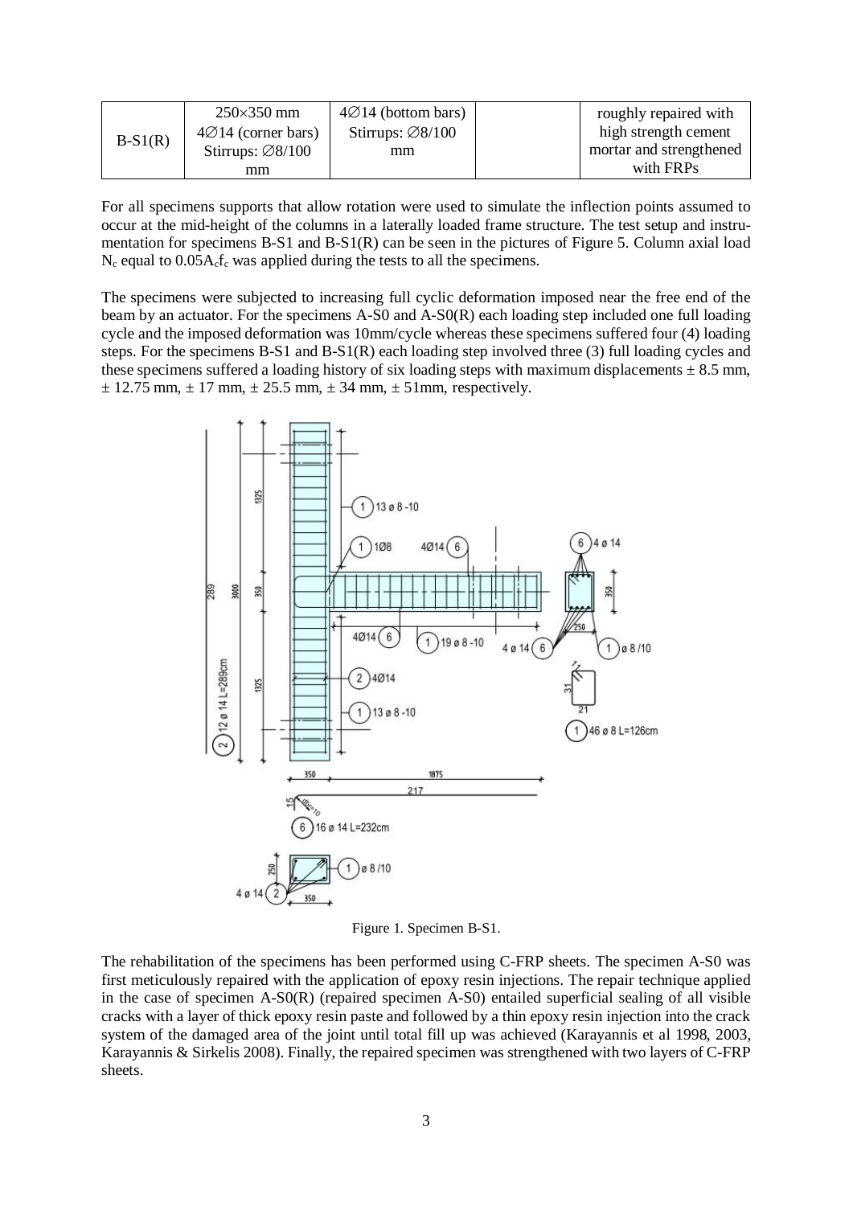| B-S1(R) | 250×350 mm<br>4∅14 (corner bars)<br>Stirrups: ∅8/100 mm | 4∅14 (bottom bars)<br>Stirrups: ∅8/100 mm | | roughly repaired with high strength cement mortar and strengthened with FRPs |
|---|---|---|---|---|

For all specimens supports that allow rotation were used to simulate the inflection points assumed to occur at the mid-height of the columns in a laterally loaded frame structure. The test setup and instrumentation for specimens B-S1 and B-S1(R) can be seen in the pictures of Figure 5. Column axial load $N_c$ equal to $0.05A_cf_c$ was applied during the tests to all the specimens.

The specimens were subjected to increasing full cyclic deformation imposed near the free end of the beam by an actuator. For the specimens A-S0 and A-S0(R) each loading step included one full loading cycle and the imposed deformation was 10mm/cycle whereas these specimens suffered four (4) loading steps. For the specimens B-S1 and B-S1(R) each loading step involved three (3) full loading cycles and these specimens suffered a loading history of six loading steps with maximum displacements ± 8.5 mm, ± 12.75 mm, ± 17 mm, ± 25.5 mm, ± 34 mm, ± 51mm, respectively.

Figure 1. Specimen B-S1.

The rehabilitation of the specimens has been performed using C-FRP sheets. The specimen A-S0 was first meticulously repaired with the application of epoxy resin injections. The repair technique applied in the case of specimen A-S0(R) (repaired specimen A-S0) entailed superficial sealing of all visible cracks with a layer of thick epoxy resin paste and followed by a thin epoxy resin injection into the crack system of the damaged area of the joint until total fill up was achieved (Karayannis et al 1998, 2003, Karayannis & Sirkelis 2008). Finally, the repaired specimen was strengthened with two layers of C-FRP sheets.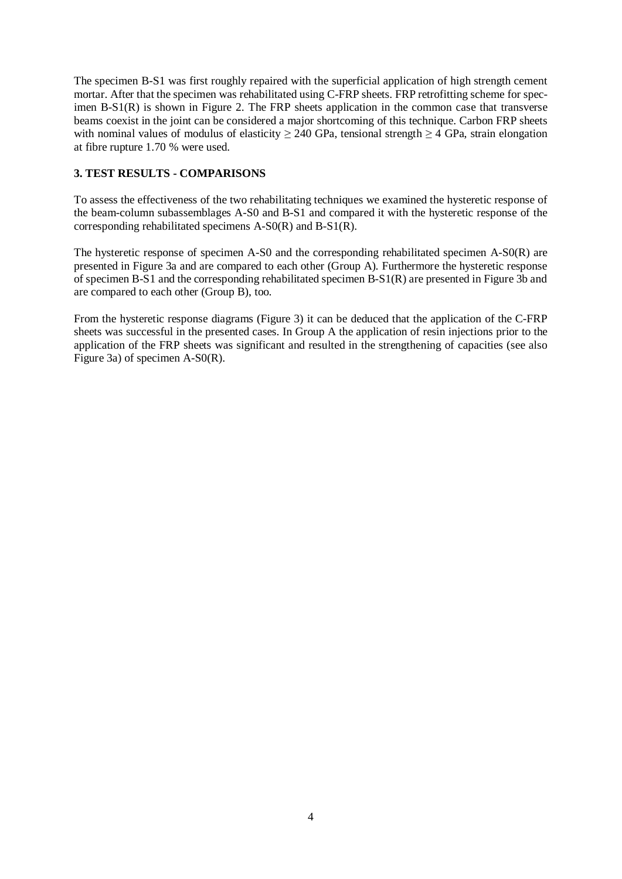The specimen B-S1 was first roughly repaired with the superficial application of high strength cement mortar. After that the specimen was rehabilitated using C-FRP sheets. FRP retrofitting scheme for specimen B-S1(R) is shown in Figure 2. The FRP sheets application in the common case that transverse beams coexist in the joint can be considered a major shortcoming of this technique. Carbon FRP sheets with nominal values of modulus of elasticity $\geq 240$ GPa, tensional strength $\geq 4$ GPa, strain elongation at fibre rupture 1.70 % were used.

### 3. TEST RESULTS - COMPARISONS

To assess the effectiveness of the two rehabilitating techniques we examined the hysteretic response of the beam-column subassemblages A-S0 and B-S1 and compared it with the hysteretic response of the corresponding rehabilitated specimens A-S0(R) and B-S1(R).

The hysteretic response of specimen A-S0 and the corresponding rehabilitated specimen A-S0(R) are presented in Figure 3a and are compared to each other (Group A). Furthermore the hysteretic response of specimen B-S1 and the corresponding rehabilitated specimen B-S1(R) are presented in Figure 3b and are compared to each other (Group B), too.

From the hysteretic response diagrams (Figure 3) it can be deduced that the application of the C-FRP sheets was successful in the presented cases. In Group A the application of resin injections prior to the application of the FRP sheets was significant and resulted in the strengthening of capacities (see also Figure 3a) of specimen A-S0(R).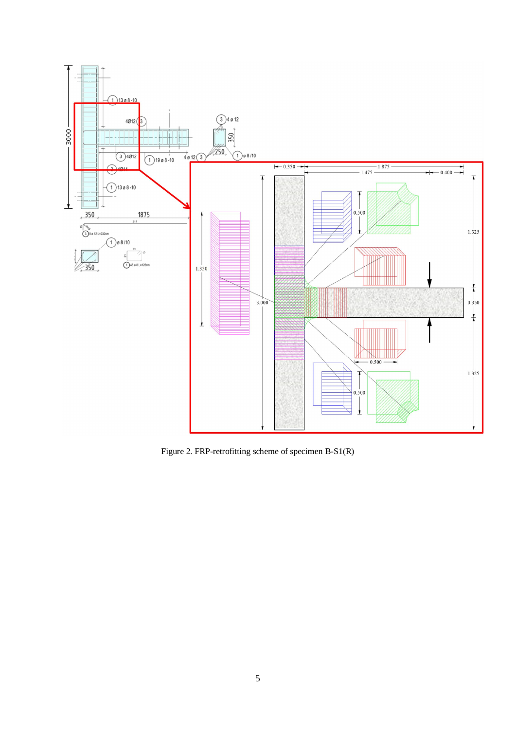Figure 2. FRP-retrofitting scheme of specimen B-S1(R)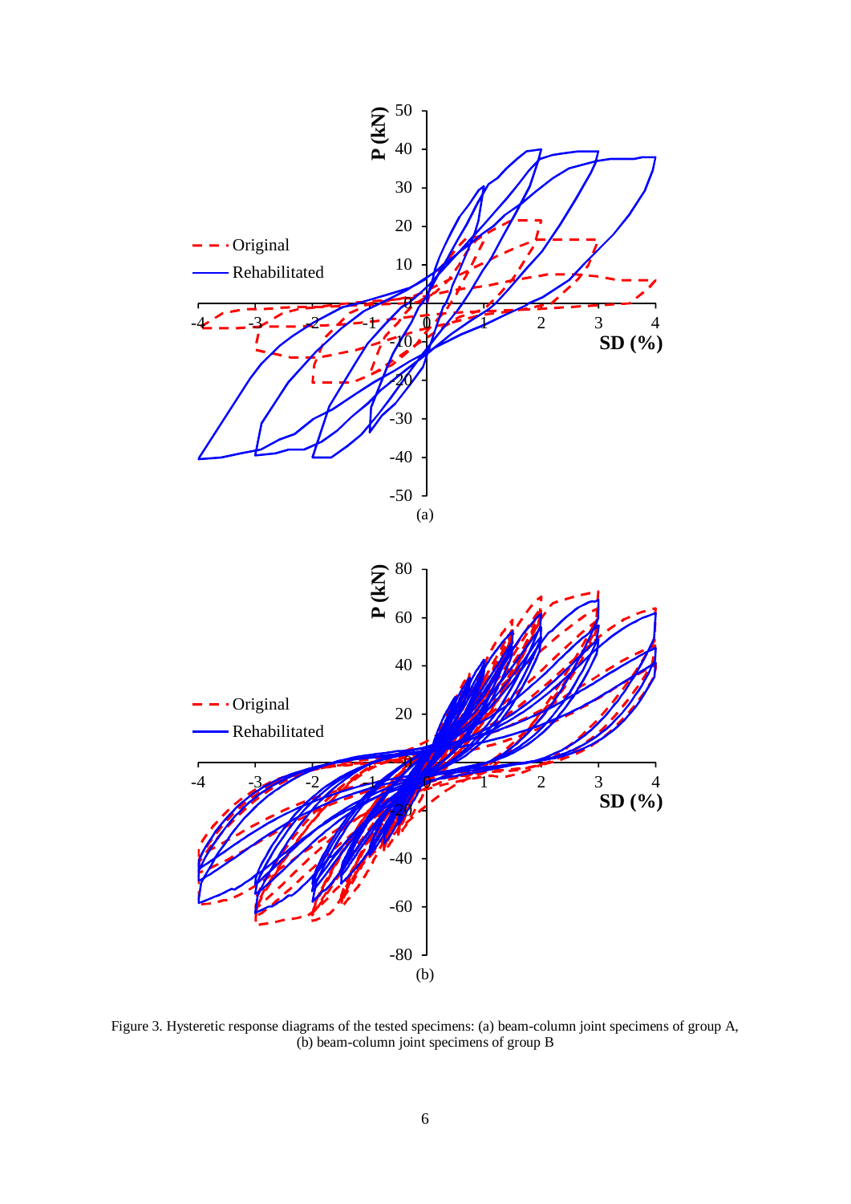Figure 3. Hysteretic response diagrams of the tested specimens: (a) beam-column joint specimens of group A, (b) beam-column joint specimens of group B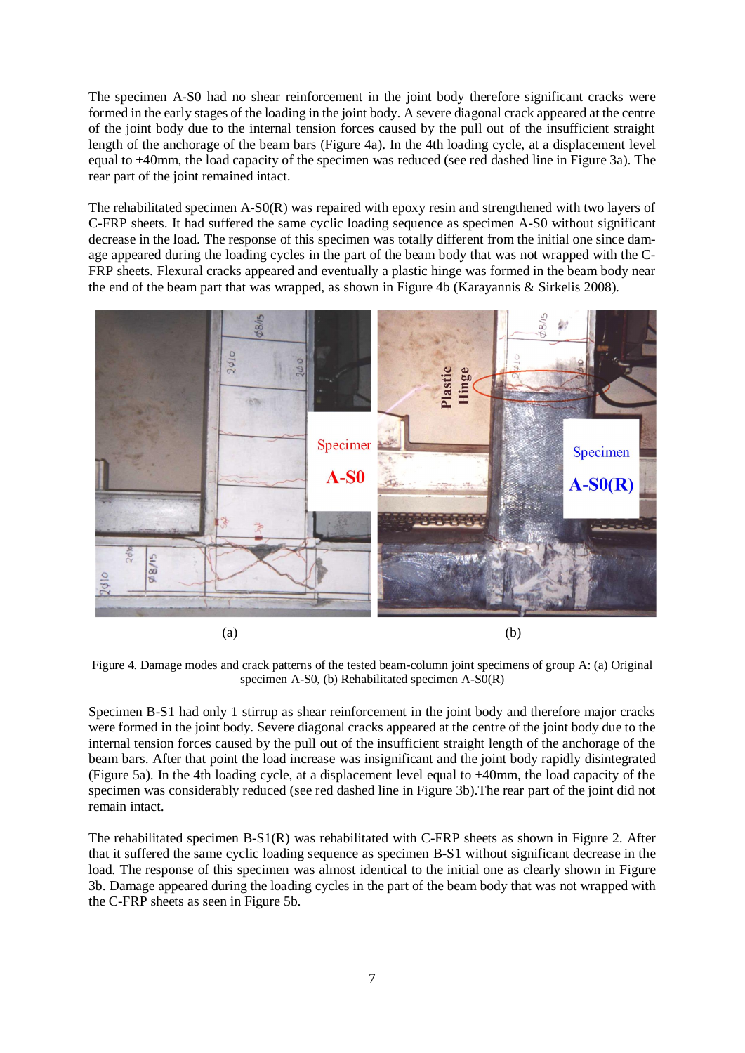The specimen A-S0 had no shear reinforcement in the joint body therefore significant cracks were formed in the early stages of the loading in the joint body. A severe diagonal crack appeared at the centre of the joint body due to the internal tension forces caused by the pull out of the insufficient straight length of the anchorage of the beam bars (Figure 4a). In the 4th loading cycle, at a displacement level equal to ±40mm, the load capacity of the specimen was reduced (see red dashed line in Figure 3a). The rear part of the joint remained intact.

The rehabilitated specimen A-S0(R) was repaired with epoxy resin and strengthened with two layers of C-FRP sheets. It had suffered the same cyclic loading sequence as specimen A-S0 without significant decrease in the load. The response of this specimen was totally different from the initial one since damage appeared during the loading cycles in the part of the beam body that was not wrapped with the C-FRP sheets. Flexural cracks appeared and eventually a plastic hinge was formed in the beam body near the end of the beam part that was wrapped, as shown in Figure 4b (Karayannis & Sirkelis 2008).

(a) (b)

Figure 4. Damage modes and crack patterns of the tested beam-column joint specimens of group A: (a) Original specimen A-S0, (b) Rehabilitated specimen A-S0(R)

Specimen B-S1 had only 1 stirrup as shear reinforcement in the joint body and therefore major cracks were formed in the joint body. Severe diagonal cracks appeared at the centre of the joint body due to the internal tension forces caused by the pull out of the insufficient straight length of the anchorage of the beam bars. After that point the load increase was insignificant and the joint body rapidly disintegrated (Figure 5a). In the 4th loading cycle, at a displacement level equal to ±40mm, the load capacity of the specimen was considerably reduced (see red dashed line in Figure 3b).The rear part of the joint did not remain intact.

The rehabilitated specimen B-S1(R) was rehabilitated with C-FRP sheets as shown in Figure 2. After that it suffered the same cyclic loading sequence as specimen B-S1 without significant decrease in the load. The response of this specimen was almost identical to the initial one as clearly shown in Figure 3b. Damage appeared during the loading cycles in the part of the beam body that was not wrapped with the C-FRP sheets as seen in Figure 5b.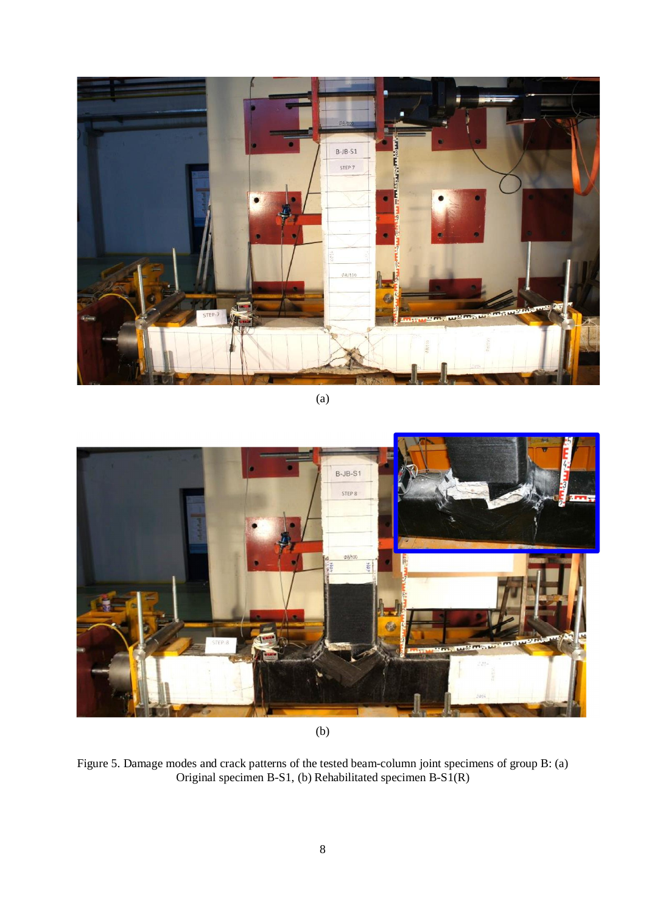(a)

(b)

Figure 5. Damage modes and crack patterns of the tested beam-column joint specimens of group B: (a) Original specimen B-S1, (b) Rehabilitated specimen B-S1(R)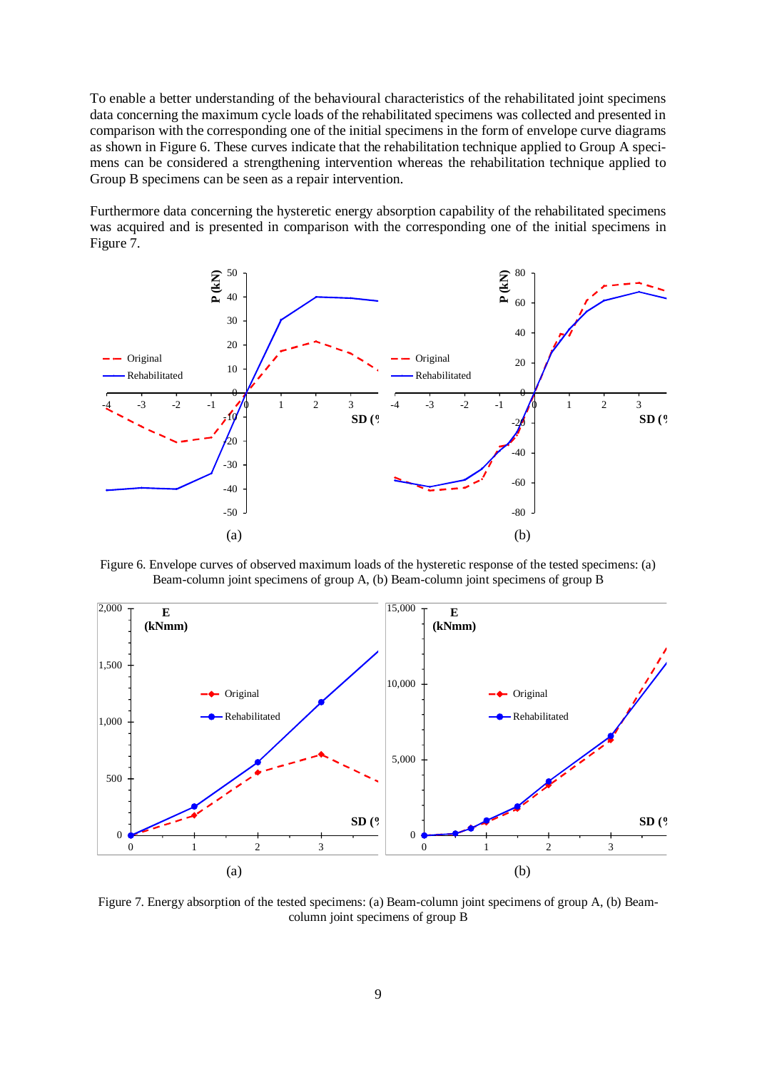To enable a better understanding of the behavioural characteristics of the rehabilitated joint specimens data concerning the maximum cycle loads of the rehabilitated specimens was collected and presented in comparison with the corresponding one of the initial specimens in the form of envelope curve diagrams as shown in Figure 6. These curves indicate that the rehabilitation technique applied to Group A specimens can be considered a strengthening intervention whereas the rehabilitation technique applied to Group B specimens can be seen as a repair intervention.

Furthermore data concerning the hysteretic energy absorption capability of the rehabilitated specimens was acquired and is presented in comparison with the corresponding one of the initial specimens in Figure 7.

Figure 6. Envelope curves of observed maximum loads of the hysteretic response of the tested specimens: (a) Beam-column joint specimens of group A, (b) Beam-column joint specimens of group B

Figure 7. Energy absorption of the tested specimens: (a) Beam-column joint specimens of group A, (b) Beam-column joint specimens of group B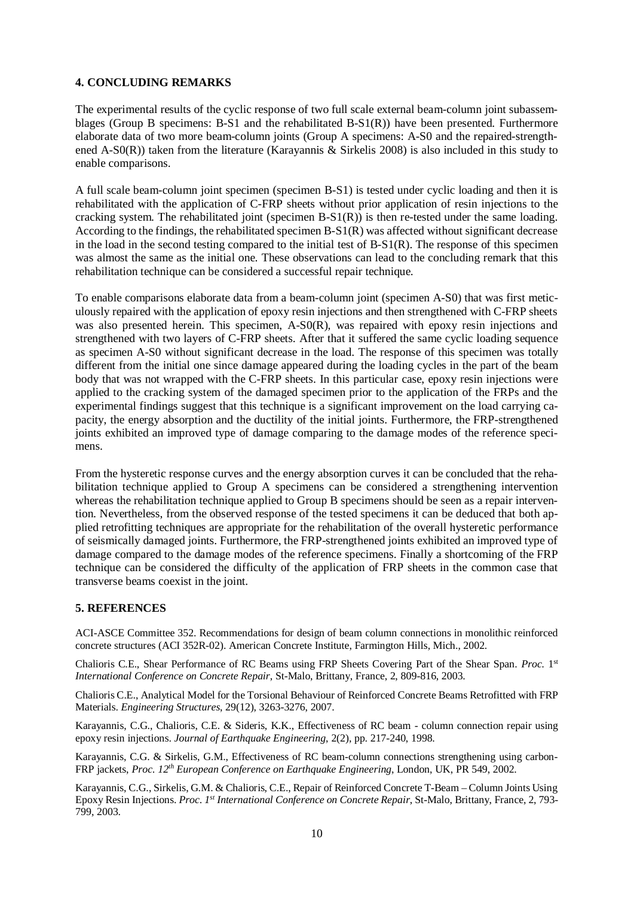## 4. CONCLUDING REMARKS

The experimental results of the cyclic response of two full scale external beam-column joint subassemblages (Group B specimens: B-S1 and the rehabilitated B-S1(R)) have been presented. Furthermore elaborate data of two more beam-column joints (Group A specimens: A-S0 and the repaired-strengthened A-S0(R)) taken from the literature (Karayannis & Sirkelis 2008) is also included in this study to enable comparisons.

A full scale beam-column joint specimen (specimen B-S1) is tested under cyclic loading and then it is rehabilitated with the application of C-FRP sheets without prior application of resin injections to the cracking system. The rehabilitated joint (specimen B-S1(R)) is then re-tested under the same loading. According to the findings, the rehabilitated specimen B-S1(R) was affected without significant decrease in the load in the second testing compared to the initial test of B-S1(R). The response of this specimen was almost the same as the initial one. These observations can lead to the concluding remark that this rehabilitation technique can be considered a successful repair technique.

To enable comparisons elaborate data from a beam-column joint (specimen A-S0) that was first meticulously repaired with the application of epoxy resin injections and then strengthened with C-FRP sheets was also presented herein. This specimen, A-S0(R), was repaired with epoxy resin injections and strengthened with two layers of C-FRP sheets. After that it suffered the same cyclic loading sequence as specimen A-S0 without significant decrease in the load. The response of this specimen was totally different from the initial one since damage appeared during the loading cycles in the part of the beam body that was not wrapped with the C-FRP sheets. In this particular case, epoxy resin injections were applied to the cracking system of the damaged specimen prior to the application of the FRPs and the experimental findings suggest that this technique is a significant improvement on the load carrying capacity, the energy absorption and the ductility of the initial joints. Furthermore, the FRP-strengthened joints exhibited an improved type of damage comparing to the damage modes of the reference specimens.

From the hysteretic response curves and the energy absorption curves it can be concluded that the rehabilitation technique applied to Group A specimens can be considered a strengthening intervention whereas the rehabilitation technique applied to Group B specimens should be seen as a repair intervention. Nevertheless, from the observed response of the tested specimens it can be deduced that both applied retrofitting techniques are appropriate for the rehabilitation of the overall hysteretic performance of seismically damaged joints. Furthermore, the FRP-strengthened joints exhibited an improved type of damage compared to the damage modes of the reference specimens. Finally a shortcoming of the FRP technique can be considered the difficulty of the application of FRP sheets in the common case that transverse beams coexist in the joint.

## 5. REFERENCES

ACI-ASCE Committee 352. Recommendations for design of beam column connections in monolithic reinforced concrete structures (ACI 352R-02). American Concrete Institute, Farmington Hills, Mich., 2002.

Chalioris C.E., Shear Performance of RC Beams using FRP Sheets Covering Part of the Shear Span. *Proc. 1st International Conference on Concrete Repair*, St-Malo, Brittany, France, 2, 809-816, 2003.

Chalioris C.E., Analytical Model for the Torsional Behaviour of Reinforced Concrete Beams Retrofitted with FRP Materials. *Engineering Structures*, 29(12), 3263-3276, 2007.

Karayannis, C.G., Chalioris, C.E. & Sideris, K.K., Effectiveness of RC beam - column connection repair using epoxy resin injections. *Journal of Earthquake Engineering*, 2(2), pp. 217-240, 1998.

Karayannis, C.G. & Sirkelis, G.M., Effectiveness of RC beam-column connections strengthening using carbon-FRP jackets, *Proc. 12th European Conference on Earthquake Engineering*, London, UK, PR 549, 2002.

Karayannis, C.G., Sirkelis, G.M. & Chalioris, C.E., Repair of Reinforced Concrete T-Beam – Column Joints Using Epoxy Resin Injections. *Proc. 1st International Conference on Concrete Repair*, St-Malo, Brittany, France, 2, 793-799, 2003.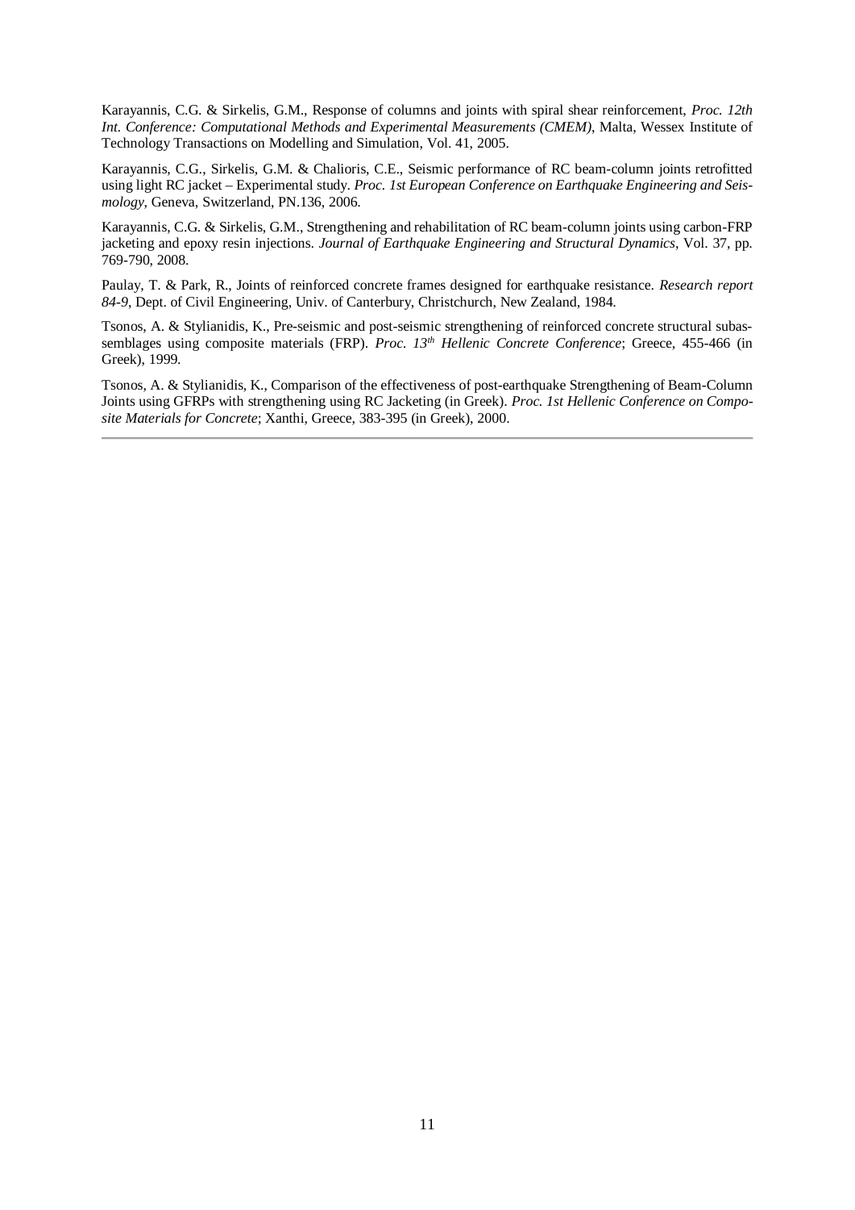Karayannis, C.G. & Sirkelis, G.M., Response of columns and joints with spiral shear reinforcement, *Proc. 12th Int. Conference: Computational Methods and Experimental Measurements (CMEM)*, Malta, Wessex Institute of Technology Transactions on Modelling and Simulation, Vol. 41, 2005.

Karayannis, C.G., Sirkelis, G.M. & Chalioris, C.E., Seismic performance of RC beam-column joints retrofitted using light RC jacket – Experimental study. *Proc. 1st European Conference on Earthquake Engineering and Seismology*, Geneva, Switzerland, PN.136, 2006.

Karayannis, C.G. & Sirkelis, G.M., Strengthening and rehabilitation of RC beam-column joints using carbon-FRP jacketing and epoxy resin injections. *Journal of Earthquake Engineering and Structural Dynamics*, Vol. 37, pp. 769-790, 2008.

Paulay, T. & Park, R., Joints of reinforced concrete frames designed for earthquake resistance. *Research report 84-9*, Dept. of Civil Engineering, Univ. of Canterbury, Christchurch, New Zealand, 1984.

Tsonos, A. & Stylianidis, K., Pre-seismic and post-seismic strengthening of reinforced concrete structural subassemblages using composite materials (FRP). *Proc. 13th Hellenic Concrete Conference*; Greece, 455-466 (in Greek), 1999.

Tsonos, A. & Stylianidis, K., Comparison of the effectiveness of post-earthquake Strengthening of Beam-Column Joints using GFRPs with strengthening using RC Jacketing (in Greek). *Proc. 1st Hellenic Conference on Composite Materials for Concrete*; Xanthi, Greece, 383-395 (in Greek), 2000.